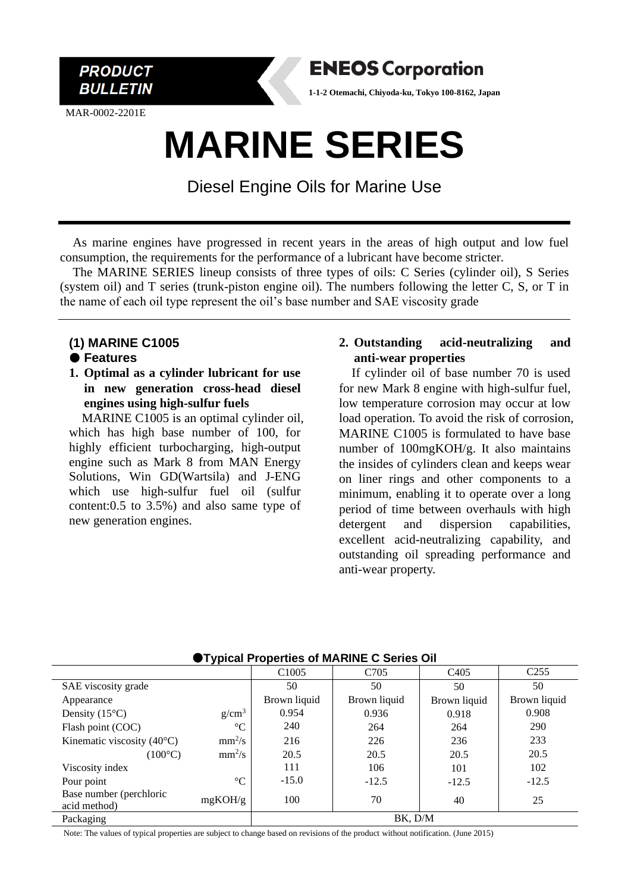**PRODUCT BULLETIN**

**ENEOS Corporation**

**1-1-2 Otemachi, Chiyoda-ku, Tokyo 100-8162, Japan**

MAR-0002-2201E

# MARINE SERIES

## Diesel Engine Oils for Marine Use

As marine engines have progressed in recent years in the areas of high output and low fuel consumption, the requirements for the performance of a lubricant have become stricter.

The MARINE SERIES lineup consists of three types of oils: C Series (cylinder oil), S Series (system oil) and T series (trunk-piston engine oil). The numbers following the letter C, S, or T in the name of each oil type represent the oil's base number and SAE viscosity grade

### (1) MARINE C1005

#### ● Features

**1. Optimal as a cylinder lubricant for use in new generation cross-head diesel engines using high-sulfur fuels**

MARINE C1005 is an optimal cylinder oil, which has high base number of 100, for highly efficient turbocharging, high-output engine such as Mark 8 from MAN Energy Solutions, Win GD(Wartsila) and J-ENG which use high-sulfur fuel oil (sulfur content:0.5 to 3.5%) and also same type of new generation engines.

**2. Outstanding acid-neutralizing and anti-wear properties**

If cylinder oil of base number 70 is used for new Mark 8 engine with high-sulfur fuel, low temperature corrosion may occur at low load operation. To avoid the risk of corrosion, MARINE C1005 is formulated to have base number of 100mgKOH/g. It also maintains the insides of cylinders clean and keeps wear on liner rings and other components to a minimum, enabling it to operate over a long period of time between overhauls with high detergent and dispersion capabilities, excellent acid-neutralizing capability, and outstanding oil spreading performance and anti-wear property.

#### ●Typical Properties of MARINE C Series Oil

| | | C1005 | C705 | C405 | C255 |
|---|---|---|---|---|---|
| SAE viscosity grade | | 50 | 50 | 50 | 50 |
| Appearance | | Brown liquid | Brown liquid | Brown liquid | Brown liquid |
| Density (15°C) | g/cm$^3$ | 0.954 | 0.936 | 0.918 | 0.908 |
| Flash point (COC) | °C | 240 | 264 | 264 | 290 |
| Kinematic viscosity (40°C) | mm$^2$/s | 216 | 226 | 236 | 233 |
| (100°C) | mm$^2$/s | 20.5 | 20.5 | 20.5 | 20.5 |
| Viscosity index | | 111 | 106 | 101 | 102 |
| Pour point | °C | -15.0 | -12.5 | -12.5 | -12.5 |
| Base number (perchloric acid method) | mgKOH/g | 100 | 70 | 40 | 25 |
| Packaging | | BK, D/M | | | |

Note: The values of typical properties are subject to change based on revisions of the product without notification. (June 2015)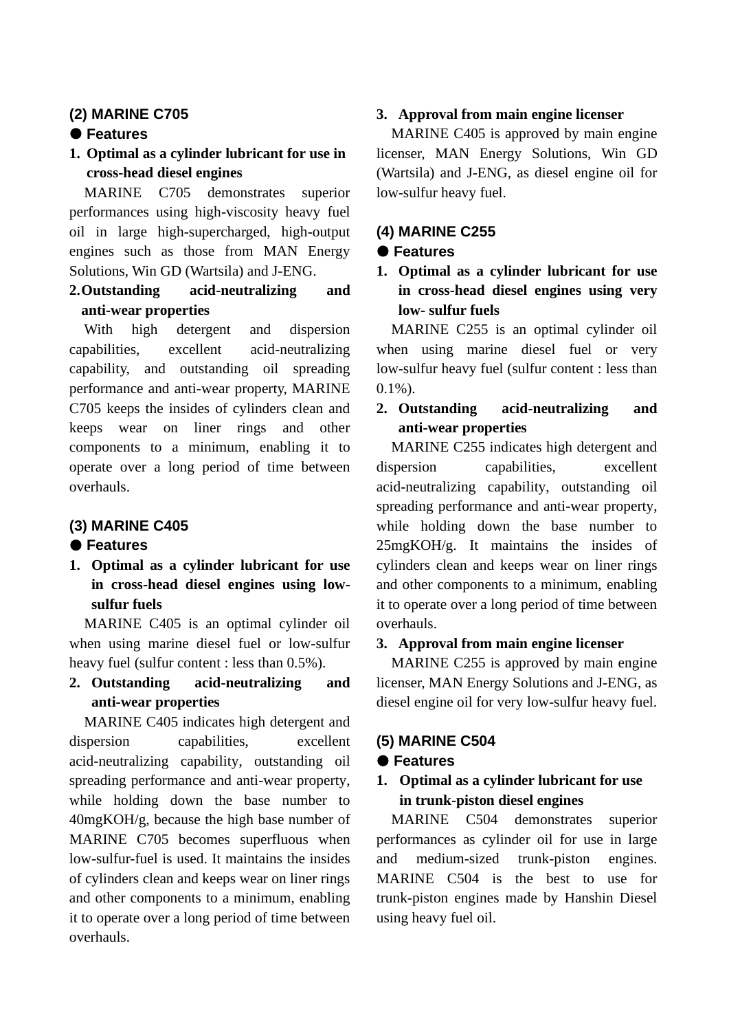### (2) MARINE C705

● **Features**

1. **Optimal as a cylinder lubricant for use in cross-head diesel engines**

MARINE C705 demonstrates superior performances using high-viscosity heavy fuel oil in large high-supercharged, high-output engines such as those from MAN Energy Solutions, Win GD (Wartsila) and J-ENG.

2. **Outstanding acid-neutralizing and anti-wear properties**

With high detergent and dispersion capabilities, excellent acid-neutralizing capability, and outstanding oil spreading performance and anti-wear property, MARINE C705 keeps the insides of cylinders clean and keeps wear on liner rings and other components to a minimum, enabling it to operate over a long period of time between overhauls.

### (3) MARINE C405

● **Features**

1. **Optimal as a cylinder lubricant for use in cross-head diesel engines using low-sulfur fuels**

MARINE C405 is an optimal cylinder oil when using marine diesel fuel or low-sulfur heavy fuel (sulfur content : less than 0.5%).

2. **Outstanding acid-neutralizing and anti-wear properties**

MARINE C405 indicates high detergent and dispersion capabilities, excellent acid-neutralizing capability, outstanding oil spreading performance and anti-wear property, while holding down the base number to 40mgKOH/g, because the high base number of MARINE C705 becomes superfluous when low-sulfur-fuel is used. It maintains the insides of cylinders clean and keeps wear on liner rings and other components to a minimum, enabling it to operate over a long period of time between overhauls.

3. **Approval from main engine licenser**

MARINE C405 is approved by main engine licenser, MAN Energy Solutions, Win GD (Wartsila) and J-ENG, as diesel engine oil for low-sulfur heavy fuel.

### (4) MARINE C255

● **Features**

1. **Optimal as a cylinder lubricant for use in cross-head diesel engines using very low- sulfur fuels**

MARINE C255 is an optimal cylinder oil when using marine diesel fuel or very low-sulfur heavy fuel (sulfur content : less than 0.1%).

2. **Outstanding acid-neutralizing and anti-wear properties**

MARINE C255 indicates high detergent and dispersion capabilities, excellent acid-neutralizing capability, outstanding oil spreading performance and anti-wear property, while holding down the base number to 25mgKOH/g. It maintains the insides of cylinders clean and keeps wear on liner rings and other components to a minimum, enabling it to operate over a long period of time between overhauls.

3. **Approval from main engine licenser**

MARINE C255 is approved by main engine licenser, MAN Energy Solutions and J-ENG, as diesel engine oil for very low-sulfur heavy fuel.

### (5) MARINE C504

● **Features**

1. **Optimal as a cylinder lubricant for use in trunk-piston diesel engines**

MARINE C504 demonstrates superior performances as cylinder oil for use in large and medium-sized trunk-piston engines. MARINE C504 is the best to use for trunk-piston engines made by Hanshin Diesel using heavy fuel oil.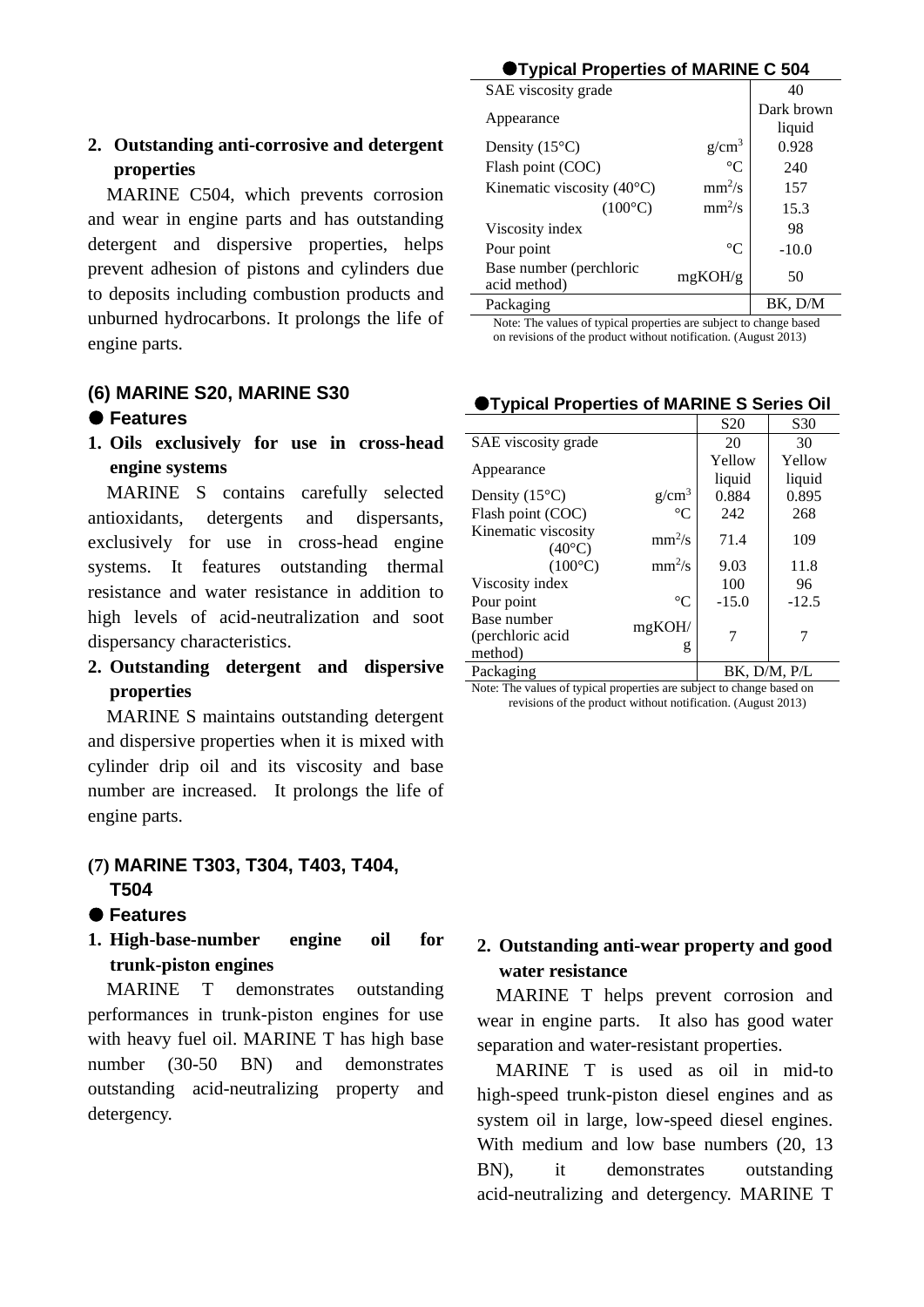2. **Outstanding anti-corrosive and detergent properties**

MARINE C504, which prevents corrosion and wear in engine parts and has outstanding detergent and dispersive properties, helps prevent adhesion of pistons and cylinders due to deposits including combustion products and unburned hydrocarbons. It prolongs the life of engine parts.

**●Typical Properties of MARINE C 504**

| | | |
|---|---|---|
| SAE viscosity grade | | 40 |
| Appearance | | Dark brown liquid |
| Density (15°C) | g/cm$^3$ | 0.928 |
| Flash point (COC) | °C | 240 |
| Kinematic viscosity (40°C) | mm$^2$/s | 157 |
| (100°C) | mm$^2$/s | 15.3 |
| Viscosity index | | 98 |
| Pour point | °C | -10.0 |
| Base number (perchloric acid method) | mgKOH/g | 50 |
| Packaging | | BK, D/M |

Note: The values of typical properties are subject to change based on revisions of the product without notification. (August 2013)

### (6) MARINE S20, MARINE S30

**● Features**

1. **Oils exclusively for use in cross-head engine systems**

MARINE S contains carefully selected antioxidants, detergents and dispersants, exclusively for use in cross-head engine systems. It features outstanding thermal resistance and water resistance in addition to high levels of acid-neutralization and soot dispersancy characteristics.

2. **Outstanding detergent and dispersive properties**

MARINE S maintains outstanding detergent and dispersive properties when it is mixed with cylinder drip oil and its viscosity and base number are increased. It prolongs the life of engine parts.

**●Typical Properties of MARINE S Series Oil**

| | | S20 | S30 |
|---|---|---|---|
| SAE viscosity grade | | 20 | 30 |
| Appearance | | Yellow liquid | Yellow liquid |
| Density (15°C) | g/cm$^3$ | 0.884 | 0.895 |
| Flash point (COC) | °C | 242 | 268 |
| Kinematic viscosity (40°C) | mm$^2$/s | 71.4 | 109 |
| (100°C) | mm$^2$/s | 9.03 | 11.8 |
| Viscosity index | | 100 | 96 |
| Pour point | °C | -15.0 | -12.5 |
| Base number (perchloric acid method) | mgKOH/g | 7 | 7 |
| Packaging | | BK, D/M, P/L | |

Note: The values of typical properties are subject to change based on revisions of the product without notification. (August 2013)

### (7) MARINE T303, T304, T403, T404, T504

**● Features**

1. **High-base-number engine oil for trunk-piston engines**

MARINE T demonstrates outstanding performances in trunk-piston engines for use with heavy fuel oil. MARINE T has high base number (30-50 BN) and demonstrates outstanding acid-neutralizing property and detergency.

2. **Outstanding anti-wear property and good water resistance**

MARINE T helps prevent corrosion and wear in engine parts. It also has good water separation and water-resistant properties.

MARINE T is used as oil in mid-to high-speed trunk-piston diesel engines and as system oil in large, low-speed diesel engines. With medium and low base numbers (20, 13 BN), it demonstrates outstanding acid-neutralizing and detergency. MARINE T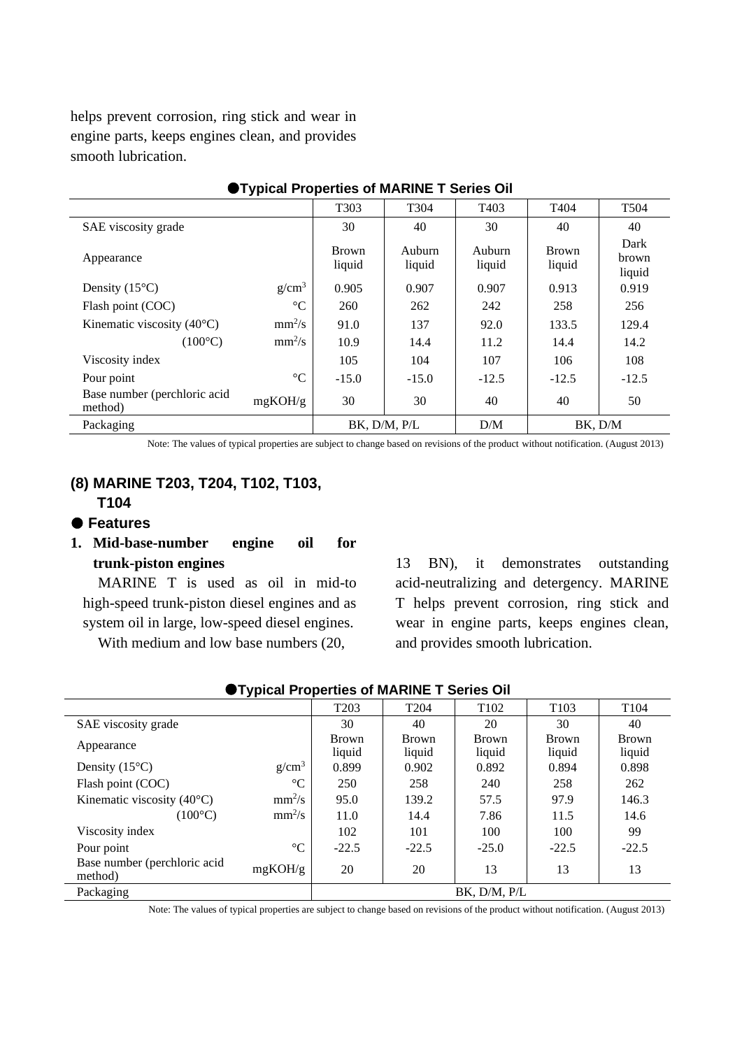helps prevent corrosion, ring stick and wear in engine parts, keeps engines clean, and provides smooth lubrication.

**●Typical Properties of MARINE T Series Oil**

| | | T303 | T304 | T403 | T404 | T504 |
|---|---|---|---|---|---|---|
| SAE viscosity grade | | 30 | 40 | 30 | 40 | 40 |
| Appearance | | Brown liquid | Auburn liquid | Auburn liquid | Brown liquid | Dark brown liquid |
| Density (15°C) | g/cm$^3$ | 0.905 | 0.907 | 0.907 | 0.913 | 0.919 |
| Flash point (COC) | °C | 260 | 262 | 242 | 258 | 256 |
| Kinematic viscosity (40°C) | mm$^2$/s | 91.0 | 137 | 92.0 | 133.5 | 129.4 |
| (100°C) | mm$^2$/s | 10.9 | 14.4 | 11.2 | 14.4 | 14.2 |
| Viscosity index | | 105 | 104 | 107 | 106 | 108 |
| Pour point | °C | -15.0 | -15.0 | -12.5 | -12.5 | -12.5 |
| Base number (perchloric acid method) | mgKOH/g | 30 | 30 | 40 | 40 | 50 |
| Packaging | | BK, D/M, P/L | | D/M | BK, D/M | |

Note: The values of typical properties are subject to change based on revisions of the product without notification. (August 2013)

### (8) MARINE T203, T204, T102, T103, T104

#### ● Features

**1. Mid-base-number engine oil for trunk-piston engines**

MARINE T is used as oil in mid-to high-speed trunk-piston diesel engines and as system oil in large, low-speed diesel engines.

With medium and low base numbers (20, 13 BN), it demonstrates outstanding acid-neutralizing and detergency. MARINE T helps prevent corrosion, ring stick and wear in engine parts, keeps engines clean, and provides smooth lubrication.

**●Typical Properties of MARINE T Series Oil**

| | | T203 | T204 | T102 | T103 | T104 |
|---|---|---|---|---|---|---|
| SAE viscosity grade | | 30 | 40 | 20 | 30 | 40 |
| Appearance | | Brown liquid | Brown liquid | Brown liquid | Brown liquid | Brown liquid |
| Density (15°C) | g/cm$^3$ | 0.899 | 0.902 | 0.892 | 0.894 | 0.898 |
| Flash point (COC) | °C | 250 | 258 | 240 | 258 | 262 |
| Kinematic viscosity (40°C) | mm$^2$/s | 95.0 | 139.2 | 57.5 | 97.9 | 146.3 |
| (100°C) | mm$^2$/s | 11.0 | 14.4 | 7.86 | 11.5 | 14.6 |
| Viscosity index | | 102 | 101 | 100 | 100 | 99 |
| Pour point | °C | -22.5 | -22.5 | -25.0 | -22.5 | -22.5 |
| Base number (perchloric acid method) | mgKOH/g | 20 | 20 | 13 | 13 | 13 |
| Packaging | | BK, D/M, P/L | | | | |

Note: The values of typical properties are subject to change based on revisions of the product without notification. (August 2013)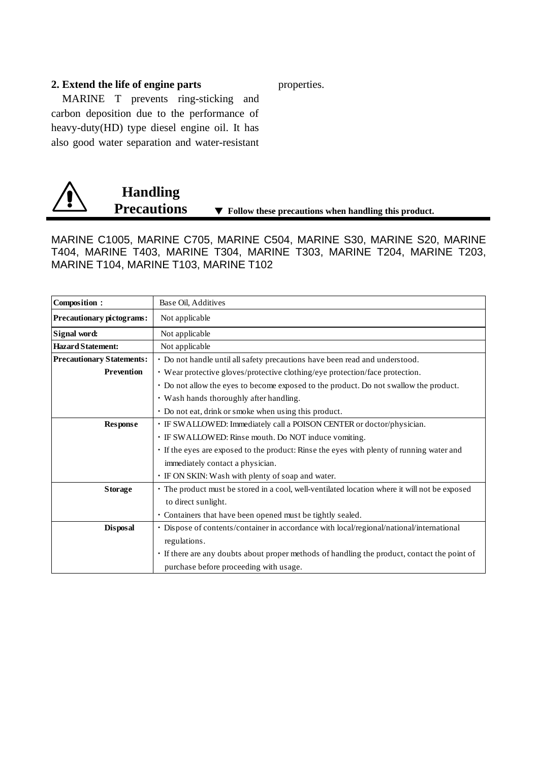**2. Extend the life of engine parts**

MARINE T prevents ring-sticking and carbon deposition due to the performance of heavy-duty(HD) type diesel engine oil. It has also good water separation and water-resistant properties.

## Handling Precautions

▼ **Follow these precautions when handling this product.**

MARINE C1005, MARINE C705, MARINE C504, MARINE S30, MARINE S20, MARINE T404, MARINE T403, MARINE T304, MARINE T303, MARINE T204, MARINE T203, MARINE T104, MARINE T103, MARINE T102

| | |
|---|---|
| **Composition：** | Base Oil, Additives |
| **Precautionary pictograms:** | Not applicable |
| **Signal word:** | Not applicable |
| **Hazard Statement:** | Not applicable |
| **Precautionary Statements:** **Prevention** | ・Do not handle until all safety precautions have been read and understood.<br>・Wear protective gloves/protective clothing/eye protection/face protection.<br>・Do not allow the eyes to become exposed to the product. Do not swallow the product.<br>・Wash hands thoroughly after handling.<br>・Do not eat, drink or smoke when using this product. |
| **Response** | ・IF SWALLOWED: Immediately call a POISON CENTER or doctor/physician.<br>・IF SWALLOWED: Rinse mouth. Do NOT induce vomiting.<br>・If the eyes are exposed to the product: Rinse the eyes with plenty of running water and immediately contact a physician.<br>・IF ON SKIN: Wash with plenty of soap and water. |
| **Storage** | ・The product must be stored in a cool, well-ventilated location where it will not be exposed to direct sunlight.<br>・Containers that have been opened must be tightly sealed. |
| **Disposal** | ・Dispose of contents/container in accordance with local/regional/national/international regulations.<br>・If there are any doubts about proper methods of handling the product, contact the point of purchase before proceeding with usage. |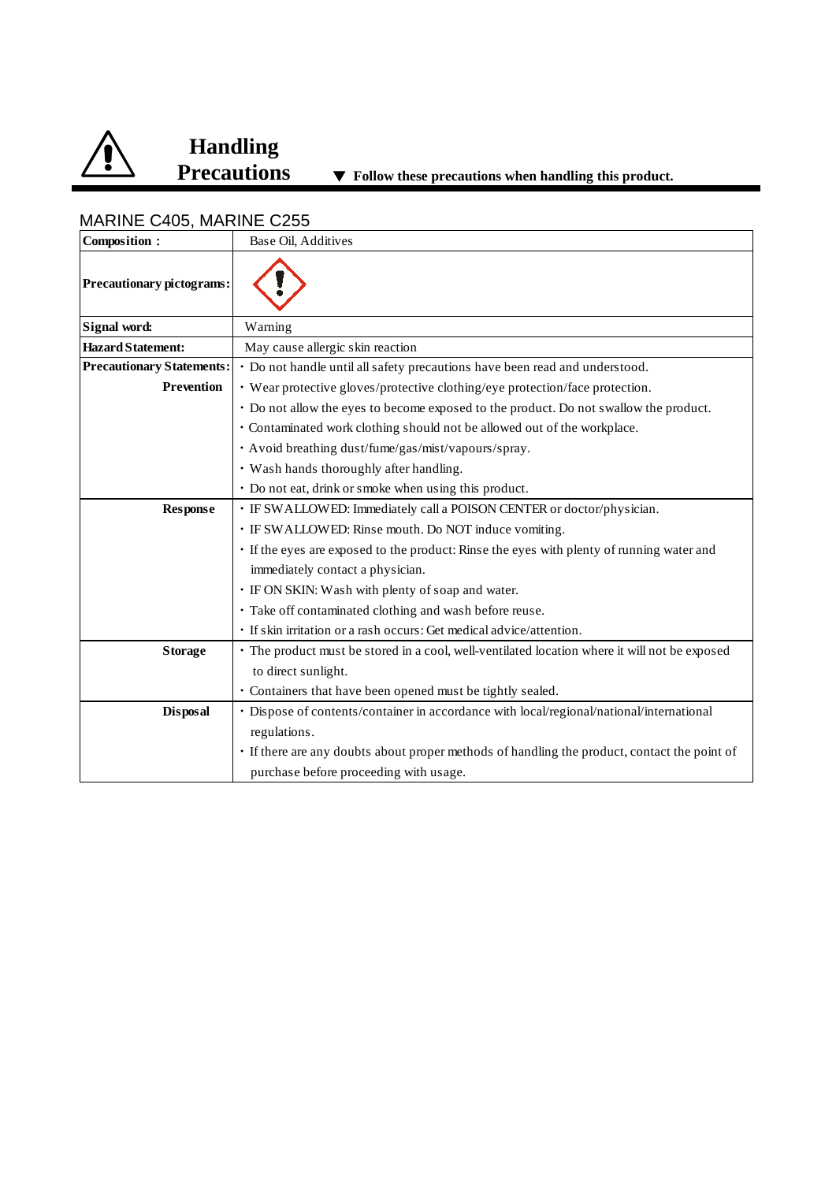# Handling Precautions

▼ **Follow these precautions when handling this product.**

MARINE C405, MARINE C255

| **Composition：** | Base Oil, Additives |
|---|---|
| **Precautionary pictograms:** | |
| **Signal word:** | Warning |
| **Hazard Statement:** | May cause allergic skin reaction |
| **Precautionary Statements:** **Prevention** | ・Do not handle until all safety precautions have been read and understood.<br>・Wear protective gloves/protective clothing/eye protection/face protection.<br>・Do not allow the eyes to become exposed to the product. Do not swallow the product.<br>・Contaminated work clothing should not be allowed out of the workplace.<br>・Avoid breathing dust/fume/gas/mist/vapours/spray.<br>・Wash hands thoroughly after handling.<br>・Do not eat, drink or smoke when using this product. |
| **Response** | ・IF SWALLOWED: Immediately call a POISON CENTER or doctor/physician.<br>・IF SWALLOWED: Rinse mouth. Do NOT induce vomiting.<br>・If the eyes are exposed to the product: Rinse the eyes with plenty of running water and immediately contact a physician.<br>・IF ON SKIN: Wash with plenty of soap and water.<br>・Take off contaminated clothing and wash before reuse.<br>・If skin irritation or a rash occurs: Get medical advice/attention. |
| **Storage** | ・The product must be stored in a cool, well-ventilated location where it will not be exposed to direct sunlight.<br>・Containers that have been opened must be tightly sealed. |
| **Disposal** | ・Dispose of contents/container in accordance with local/regional/national/international regulations.<br>・If there are any doubts about proper methods of handling the product, contact the point of purchase before proceeding with usage. |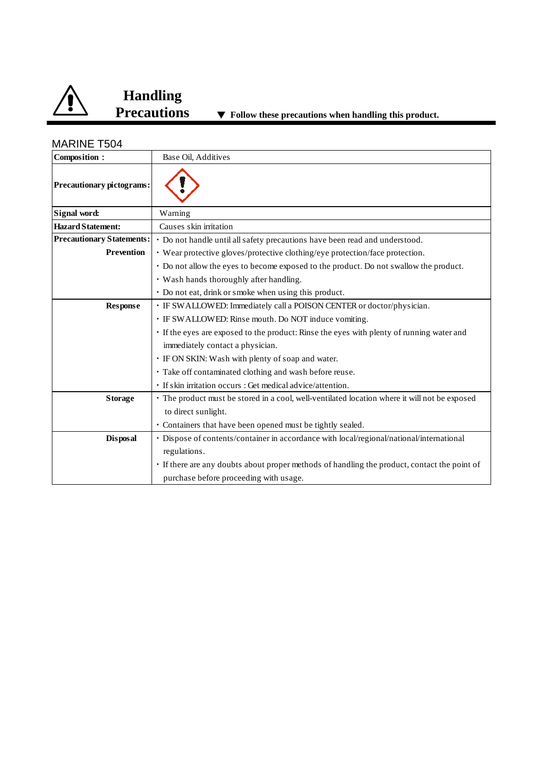# Handling Precautions

▼ **Follow these precautions when handling this product.**

## MARINE T504

| | |
|---|---|
| **Composition：** | Base Oil, Additives |
| **Precautionary pictograms:** | |
| **Signal word:** | Warning |
| **Hazard Statement:** | Causes skin irritation |
| **Precautionary Statements:** **Prevention** | ・Do not handle until all safety precautions have been read and understood.<br>・Wear protective gloves/protective clothing/eye protection/face protection.<br>・Do not allow the eyes to become exposed to the product. Do not swallow the product.<br>・Wash hands thoroughly after handling.<br>・Do not eat, drink or smoke when using this product. |
| **Response** | ・IF SWALLOWED: Immediately call a POISON CENTER or doctor/physician.<br>・IF SWALLOWED: Rinse mouth. Do NOT induce vomiting.<br>・If the eyes are exposed to the product: Rinse the eyes with plenty of running water and immediately contact a physician.<br>・IF ON SKIN: Wash with plenty of soap and water.<br>・Take off contaminated clothing and wash before reuse.<br>・If skin irritation occurs : Get medical advice/attention. |
| **Storage** | ・The product must be stored in a cool, well-ventilated location where it will not be exposed to direct sunlight.<br>・Containers that have been opened must be tightly sealed. |
| **Disposal** | ・Dispose of contents/container in accordance with local/regional/national/international regulations.<br>・If there are any doubts about proper methods of handling the product, contact the point of purchase before proceeding with usage. |